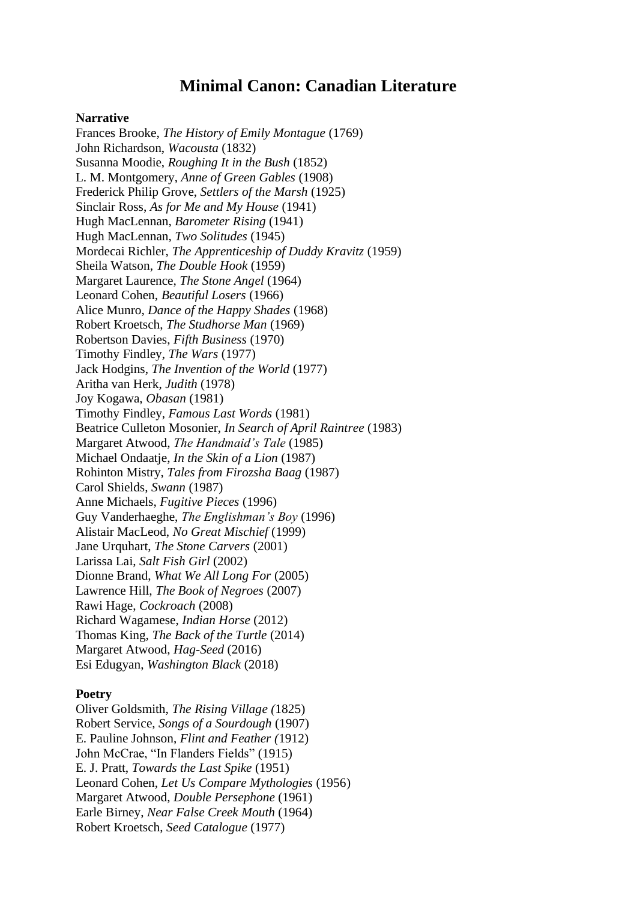# Minimal Canon: Canadian Literature

**Narrative**

Frances Brooke, *The History of Emily Montague* (1769)
John Richardson, *Wacousta* (1832)
Susanna Moodie, *Roughing It in the Bush* (1852)
L. M. Montgomery, *Anne of Green Gables* (1908)
Frederick Philip Grove, *Settlers of the Marsh* (1925)
Sinclair Ross, *As for Me and My House* (1941)
Hugh MacLennan, *Barometer Rising* (1941)
Hugh MacLennan, *Two Solitudes* (1945)
Mordecai Richler, *The Apprenticeship of Duddy Kravitz* (1959)
Sheila Watson, *The Double Hook* (1959)
Margaret Laurence, *The Stone Angel* (1964)
Leonard Cohen, *Beautiful Losers* (1966)
Alice Munro, *Dance of the Happy Shades* (1968)
Robert Kroetsch, *The Studhorse Man* (1969)
Robertson Davies, *Fifth Business* (1970)
Timothy Findley, *The Wars* (1977)
Jack Hodgins, *The Invention of the World* (1977)
Aritha van Herk, *Judith* (1978)
Joy Kogawa, *Obasan* (1981)
Timothy Findley, *Famous Last Words* (1981)
Beatrice Culleton Mosonier, *In Search of April Raintree* (1983)
Margaret Atwood, *The Handmaid's Tale* (1985)
Michael Ondaatje, *In the Skin of a Lion* (1987)
Rohinton Mistry, *Tales from Firozsha Baag* (1987)
Carol Shields, *Swann* (1987)
Anne Michaels, *Fugitive Pieces* (1996)
Guy Vanderhaeghe, *The Englishman's Boy* (1996)
Alistair MacLeod, *No Great Mischief* (1999)
Jane Urquhart, *The Stone Carvers* (2001)
Larissa Lai, *Salt Fish Girl* (2002)
Dionne Brand, *What We All Long For* (2005)
Lawrence Hill, *The Book of Negroes* (2007)
Rawi Hage, *Cockroach* (2008)
Richard Wagamese, *Indian Horse* (2012)
Thomas King, *The Back of the Turtle* (2014)
Margaret Atwood, *Hag-Seed* (2016)
Esi Edugyan, *Washington Black* (2018)

**Poetry**

Oliver Goldsmith, *The Rising Village (*1825)
Robert Service, *Songs of a Sourdough* (1907)
E. Pauline Johnson, *Flint and Feather (*1912)
John McCrae, "In Flanders Fields" (1915)
E. J. Pratt, *Towards the Last Spike* (1951)
Leonard Cohen, *Let Us Compare Mythologies* (1956)
Margaret Atwood, *Double Persephone* (1961)
Earle Birney, *Near False Creek Mouth* (1964)
Robert Kroetsch, *Seed Catalogue* (1977)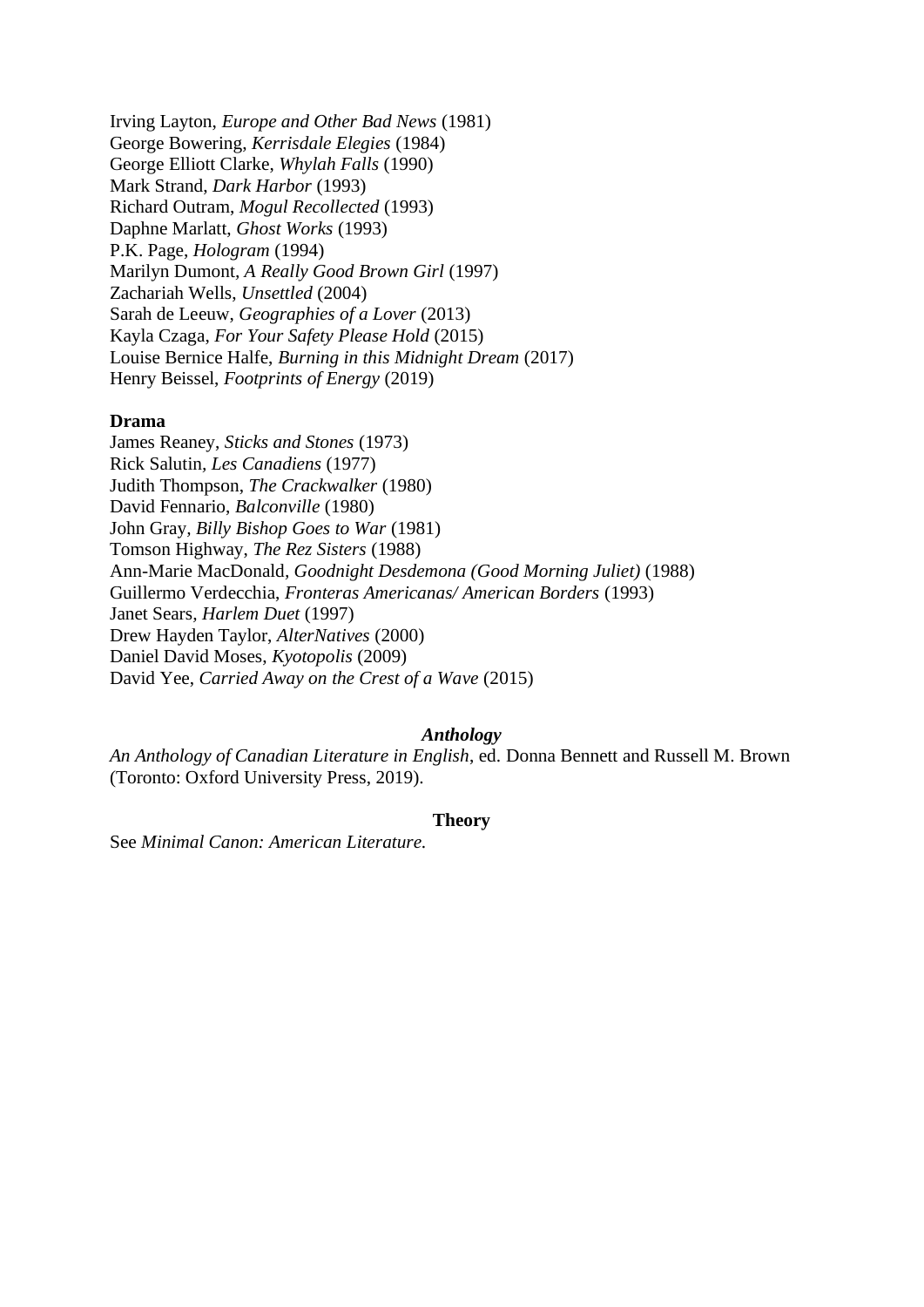Irving Layton, *Europe and Other Bad News* (1981)
George Bowering, *Kerrisdale Elegies* (1984)
George Elliott Clarke, *Whylah Falls* (1990)
Mark Strand, *Dark Harbor* (1993)
Richard Outram, *Mogul Recollected* (1993)
Daphne Marlatt, *Ghost Works* (1993)
P.K. Page, *Hologram* (1994)
Marilyn Dumont, *A Really Good Brown Girl* (1997)
Zachariah Wells, *Unsettled* (2004)
Sarah de Leeuw, *Geographies of a Lover* (2013)
Kayla Czaga, *For Your Safety Please Hold* (2015)
Louise Bernice Halfe, *Burning in this Midnight Dream* (2017)
Henry Beissel, *Footprints of Energy* (2019)

**Drama**
James Reaney, *Sticks and Stones* (1973)
Rick Salutin, *Les Canadiens* (1977)
Judith Thompson, *The Crackwalker* (1980)
David Fennario, *Balconville* (1980)
John Gray, *Billy Bishop Goes to War* (1981)
Tomson Highway, *The Rez Sisters* (1988)
Ann-Marie MacDonald, *Goodnight Desdemona (Good Morning Juliet)* (1988)
Guillermo Verdecchia, *Fronteras Americanas/ American Borders* (1993)
Janet Sears, *Harlem Duet* (1997)
Drew Hayden Taylor, *AlterNatives* (2000)
Daniel David Moses, *Kyotopolis* (2009)
David Yee, *Carried Away on the Crest of a Wave* (2015)

## ***Anthology***

*An Anthology of Canadian Literature in English*, ed. Donna Bennett and Russell M. Brown (Toronto: Oxford University Press, 2019).

## **Theory**

See *Minimal Canon: American Literature.*